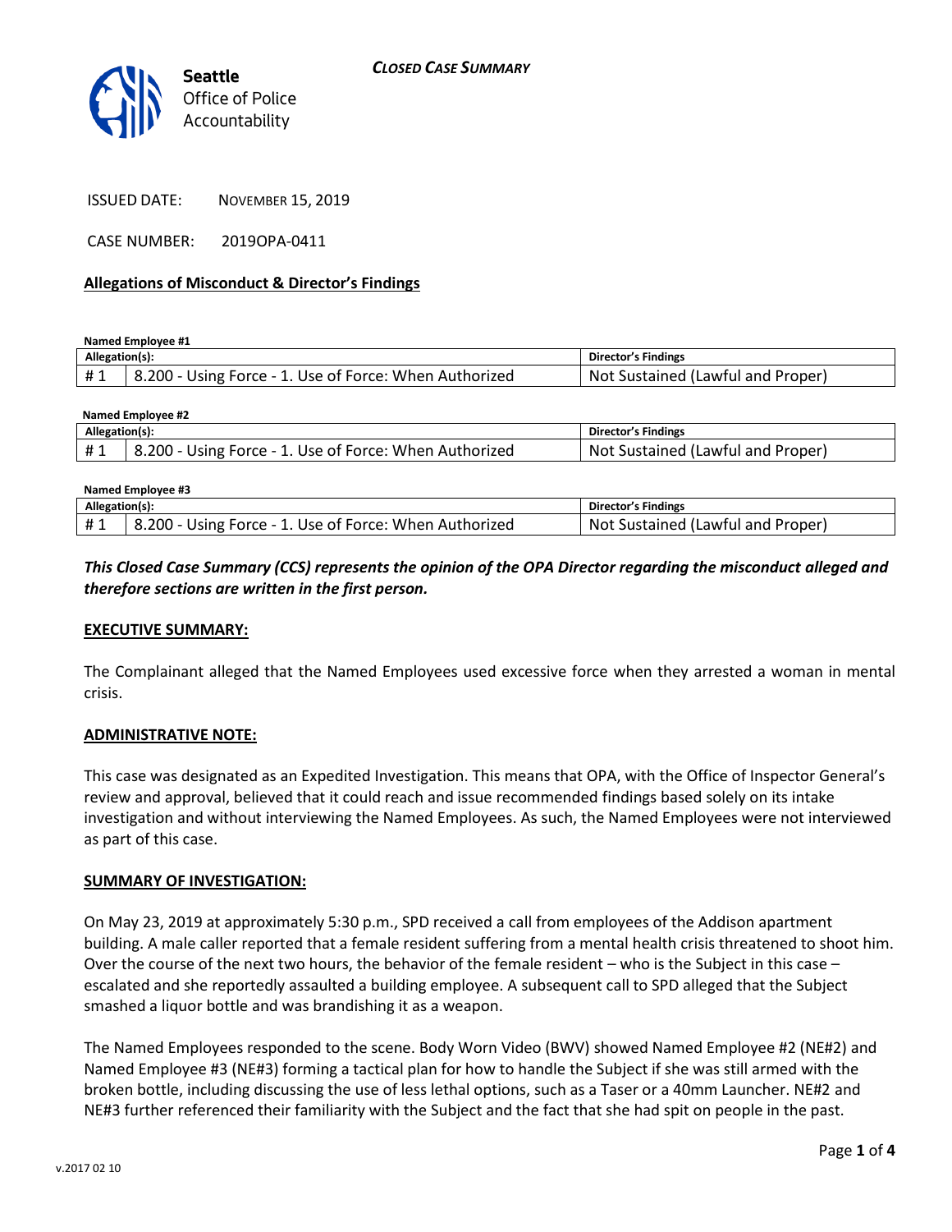*CLOSED CASE SUMMARY*

**Seattle**
Office of Police
Accountability

ISSUED DATE: NOVEMBER 15, 2019

CASE NUMBER: 2019OPA-0411

**Allegations of Misconduct & Director's Findings**

**Named Employee #1**

| Allegation(s): | | Director's Findings |
|---|---|---|
| # 1 | 8.200 - Using Force - 1. Use of Force: When Authorized | Not Sustained (Lawful and Proper) |

**Named Employee #2**

| Allegation(s): | | Director's Findings |
|---|---|---|
| # 1 | 8.200 - Using Force - 1. Use of Force: When Authorized | Not Sustained (Lawful and Proper) |

**Named Employee #3**

| Allegation(s): | | Director's Findings |
|---|---|---|
| # 1 | 8.200 - Using Force - 1. Use of Force: When Authorized | Not Sustained (Lawful and Proper) |

***This Closed Case Summary (CCS) represents the opinion of the OPA Director regarding the misconduct alleged and therefore sections are written in the first person.***

**EXECUTIVE SUMMARY:**

The Complainant alleged that the Named Employees used excessive force when they arrested a woman in mental crisis.

**ADMINISTRATIVE NOTE:**

This case was designated as an Expedited Investigation. This means that OPA, with the Office of Inspector General's review and approval, believed that it could reach and issue recommended findings based solely on its intake investigation and without interviewing the Named Employees. As such, the Named Employees were not interviewed as part of this case.

**SUMMARY OF INVESTIGATION:**

On May 23, 2019 at approximately 5:30 p.m., SPD received a call from employees of the Addison apartment building. A male caller reported that a female resident suffering from a mental health crisis threatened to shoot him. Over the course of the next two hours, the behavior of the female resident – who is the Subject in this case – escalated and she reportedly assaulted a building employee. A subsequent call to SPD alleged that the Subject smashed a liquor bottle and was brandishing it as a weapon.

The Named Employees responded to the scene. Body Worn Video (BWV) showed Named Employee #2 (NE#2) and Named Employee #3 (NE#3) forming a tactical plan for how to handle the Subject if she was still armed with the broken bottle, including discussing the use of less lethal options, such as a Taser or a 40mm Launcher. NE#2 and NE#3 further referenced their familiarity with the Subject and the fact that she had spit on people in the past.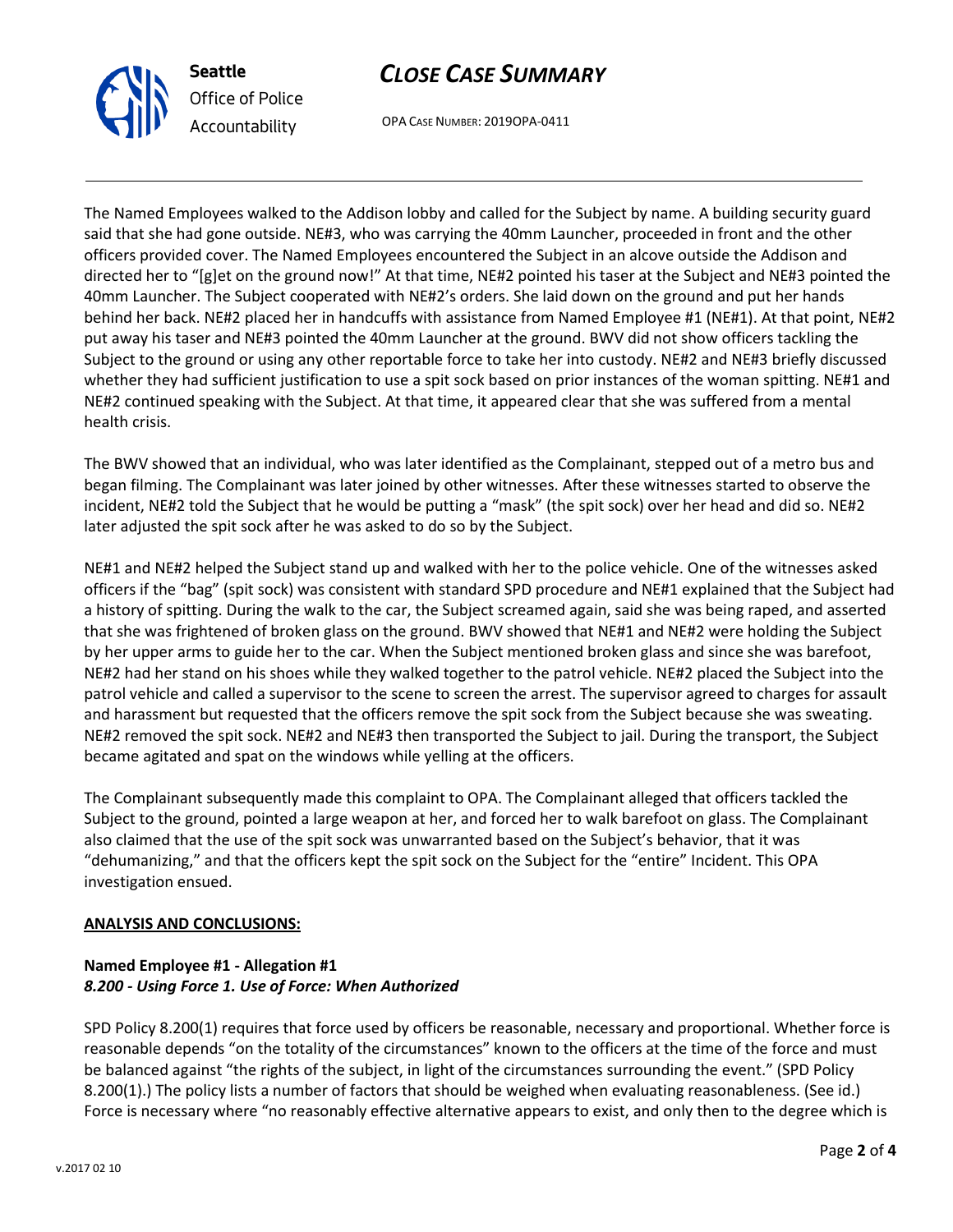The Named Employees walked to the Addison lobby and called for the Subject by name. A building security guard said that she had gone outside. NE#3, who was carrying the 40mm Launcher, proceeded in front and the other officers provided cover. The Named Employees encountered the Subject in an alcove outside the Addison and directed her to "[g]et on the ground now!" At that time, NE#2 pointed his taser at the Subject and NE#3 pointed the 40mm Launcher. The Subject cooperated with NE#2's orders. She laid down on the ground and put her hands behind her back. NE#2 placed her in handcuffs with assistance from Named Employee #1 (NE#1). At that point, NE#2 put away his taser and NE#3 pointed the 40mm Launcher at the ground. BWV did not show officers tackling the Subject to the ground or using any other reportable force to take her into custody. NE#2 and NE#3 briefly discussed whether they had sufficient justification to use a spit sock based on prior instances of the woman spitting. NE#1 and NE#2 continued speaking with the Subject. At that time, it appeared clear that she was suffered from a mental health crisis.

The BWV showed that an individual, who was later identified as the Complainant, stepped out of a metro bus and began filming. The Complainant was later joined by other witnesses. After these witnesses started to observe the incident, NE#2 told the Subject that he would be putting a "mask" (the spit sock) over her head and did so. NE#2 later adjusted the spit sock after he was asked to do so by the Subject.

NE#1 and NE#2 helped the Subject stand up and walked with her to the police vehicle. One of the witnesses asked officers if the "bag" (spit sock) was consistent with standard SPD procedure and NE#1 explained that the Subject had a history of spitting. During the walk to the car, the Subject screamed again, said she was being raped, and asserted that she was frightened of broken glass on the ground. BWV showed that NE#1 and NE#2 were holding the Subject by her upper arms to guide her to the car. When the Subject mentioned broken glass and since she was barefoot, NE#2 had her stand on his shoes while they walked together to the patrol vehicle. NE#2 placed the Subject into the patrol vehicle and called a supervisor to the scene to screen the arrest. The supervisor agreed to charges for assault and harassment but requested that the officers remove the spit sock from the Subject because she was sweating. NE#2 removed the spit sock. NE#2 and NE#3 then transported the Subject to jail. During the transport, the Subject became agitated and spat on the windows while yelling at the officers.

The Complainant subsequently made this complaint to OPA. The Complainant alleged that officers tackled the Subject to the ground, pointed a large weapon at her, and forced her to walk barefoot on glass. The Complainant also claimed that the use of the spit sock was unwarranted based on the Subject's behavior, that it was "dehumanizing," and that the officers kept the spit sock on the Subject for the "entire" Incident. This OPA investigation ensued.

## **ANALYSIS AND CONCLUSIONS:**

**Named Employee #1 - Allegation #1**
***8.200 - Using Force 1. Use of Force: When Authorized***

SPD Policy 8.200(1) requires that force used by officers be reasonable, necessary and proportional. Whether force is reasonable depends "on the totality of the circumstances" known to the officers at the time of the force and must be balanced against "the rights of the subject, in light of the circumstances surrounding the event." (SPD Policy 8.200(1).) The policy lists a number of factors that should be weighed when evaluating reasonableness. (See id.) Force is necessary where "no reasonably effective alternative appears to exist, and only then to the degree which is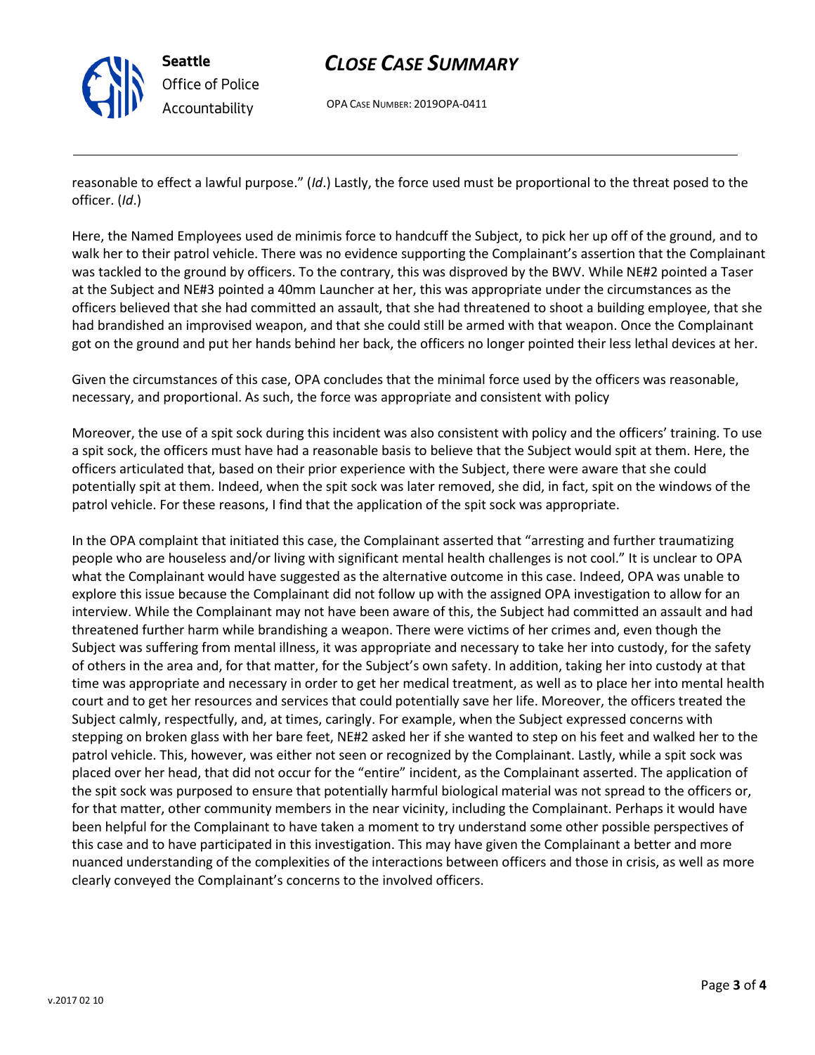reasonable to effect a lawful purpose." (*Id*.) Lastly, the force used must be proportional to the threat posed to the officer. (*Id*.)

Here, the Named Employees used de minimis force to handcuff the Subject, to pick her up off of the ground, and to walk her to their patrol vehicle. There was no evidence supporting the Complainant's assertion that the Complainant was tackled to the ground by officers. To the contrary, this was disproved by the BWV. While NE#2 pointed a Taser at the Subject and NE#3 pointed a 40mm Launcher at her, this was appropriate under the circumstances as the officers believed that she had committed an assault, that she had threatened to shoot a building employee, that she had brandished an improvised weapon, and that she could still be armed with that weapon. Once the Complainant got on the ground and put her hands behind her back, the officers no longer pointed their less lethal devices at her.

Given the circumstances of this case, OPA concludes that the minimal force used by the officers was reasonable, necessary, and proportional. As such, the force was appropriate and consistent with policy

Moreover, the use of a spit sock during this incident was also consistent with policy and the officers' training. To use a spit sock, the officers must have had a reasonable basis to believe that the Subject would spit at them. Here, the officers articulated that, based on their prior experience with the Subject, there were aware that she could potentially spit at them. Indeed, when the spit sock was later removed, she did, in fact, spit on the windows of the patrol vehicle. For these reasons, I find that the application of the spit sock was appropriate.

In the OPA complaint that initiated this case, the Complainant asserted that "arresting and further traumatizing people who are houseless and/or living with significant mental health challenges is not cool." It is unclear to OPA what the Complainant would have suggested as the alternative outcome in this case. Indeed, OPA was unable to explore this issue because the Complainant did not follow up with the assigned OPA investigation to allow for an interview. While the Complainant may not have been aware of this, the Subject had committed an assault and had threatened further harm while brandishing a weapon. There were victims of her crimes and, even though the Subject was suffering from mental illness, it was appropriate and necessary to take her into custody, for the safety of others in the area and, for that matter, for the Subject's own safety. In addition, taking her into custody at that time was appropriate and necessary in order to get her medical treatment, as well as to place her into mental health court and to get her resources and services that could potentially save her life. Moreover, the officers treated the Subject calmly, respectfully, and, at times, caringly. For example, when the Subject expressed concerns with stepping on broken glass with her bare feet, NE#2 asked her if she wanted to step on his feet and walked her to the patrol vehicle. This, however, was either not seen or recognized by the Complainant. Lastly, while a spit sock was placed over her head, that did not occur for the "entire" incident, as the Complainant asserted. The application of the spit sock was purposed to ensure that potentially harmful biological material was not spread to the officers or, for that matter, other community members in the near vicinity, including the Complainant. Perhaps it would have been helpful for the Complainant to have taken a moment to try understand some other possible perspectives of this case and to have participated in this investigation. This may have given the Complainant a better and more nuanced understanding of the complexities of the interactions between officers and those in crisis, as well as more clearly conveyed the Complainant's concerns to the involved officers.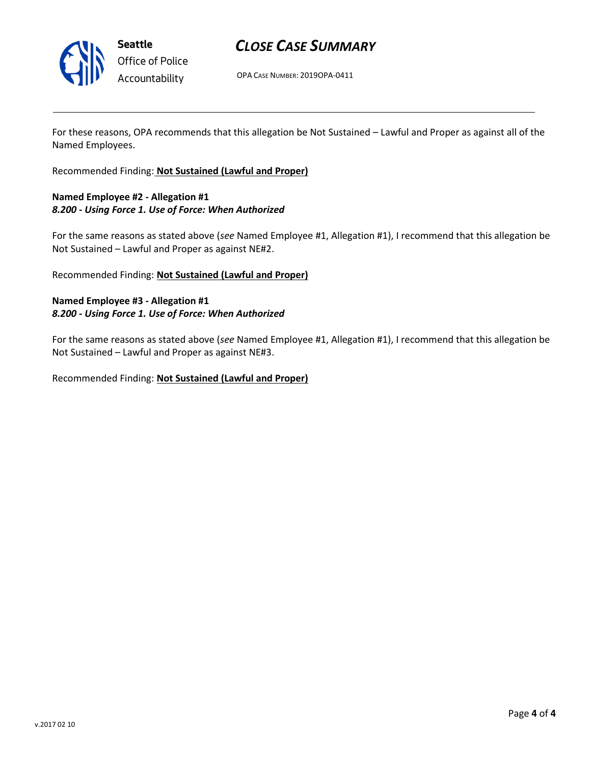For these reasons, OPA recommends that this allegation be Not Sustained – Lawful and Proper as against all of the Named Employees.

Recommended Finding: **Not Sustained (Lawful and Proper)**

**Named Employee #2 - Allegation #1**
***8.200 - Using Force 1. Use of Force: When Authorized***

For the same reasons as stated above (*see* Named Employee #1, Allegation #1), I recommend that this allegation be Not Sustained – Lawful and Proper as against NE#2.

Recommended Finding: **Not Sustained (Lawful and Proper)**

**Named Employee #3 - Allegation #1**
***8.200 - Using Force 1. Use of Force: When Authorized***

For the same reasons as stated above (*see* Named Employee #1, Allegation #1), I recommend that this allegation be Not Sustained – Lawful and Proper as against NE#3.

Recommended Finding: **Not Sustained (Lawful and Proper)**